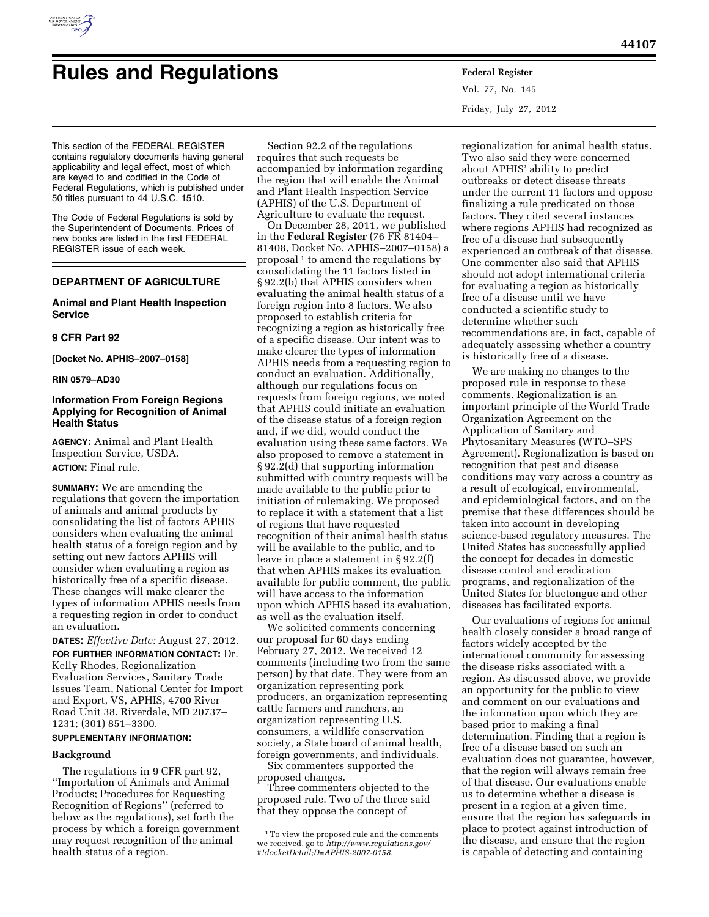# Rules and Regulations

This section of the FEDERAL REGISTER contains regulatory documents having general applicability and legal effect, most of which are keyed to and codified in the Code of Federal Regulations, which is published under 50 titles pursuant to 44 U.S.C. 1510.

The Code of Federal Regulations is sold by the Superintendent of Documents. Prices of new books are listed in the first FEDERAL REGISTER issue of each week.

## DEPARTMENT OF AGRICULTURE

### Animal and Plant Health Inspection Service

### 9 CFR Part 92

**[Docket No. APHIS–2007–0158]**

**RIN 0579–AD30**

### Information From Foreign Regions Applying for Recognition of Animal Health Status

**AGENCY:** Animal and Plant Health Inspection Service, USDA.

**ACTION:** Final rule.

**SUMMARY:** We are amending the regulations that govern the importation of animals and animal products by consolidating the list of factors APHIS considers when evaluating the animal health status of a foreign region and by setting out new factors APHIS will consider when evaluating a region as historically free of a specific disease. These changes will make clearer the types of information APHIS needs from a requesting region in order to conduct an evaluation.

**DATES:** *Effective Date:* August 27, 2012.

**FOR FURTHER INFORMATION CONTACT:** Dr. Kelly Rhodes, Regionalization Evaluation Services, Sanitary Trade Issues Team, National Center for Import and Export, VS, APHIS, 4700 River Road Unit 38, Riverdale, MD 20737–1231; (301) 851–3300.

**SUPPLEMENTARY INFORMATION:**

#### Background

The regulations in 9 CFR part 92, ''Importation of Animals and Animal Products; Procedures for Requesting Recognition of Regions'' (referred to below as the regulations), set forth the process by which a foreign government may request recognition of the animal health status of a region.

Section 92.2 of the regulations requires that such requests be accompanied by information regarding the region that will enable the Animal and Plant Health Inspection Service (APHIS) of the U.S. Department of Agriculture to evaluate the request.

On December 28, 2011, we published in the **Federal Register** (76 FR 81404–81408, Docket No. APHIS–2007–0158) a proposal [1] to amend the regulations by consolidating the 11 factors listed in § 92.2(b) that APHIS considers when evaluating the animal health status of a foreign region into 8 factors. We also proposed to establish criteria for recognizing a region as historically free of a specific disease. Our intent was to make clearer the types of information APHIS needs from a requesting region to conduct an evaluation. Additionally, although our regulations focus on requests from foreign regions, we noted that APHIS could initiate an evaluation of the disease status of a foreign region and, if we did, would conduct the evaluation using these same factors. We also proposed to remove a statement in § 92.2(d) that supporting information submitted with country requests will be made available to the public prior to initiation of rulemaking. We proposed to replace it with a statement that a list of regions that have requested recognition of their animal health status will be available to the public, and to leave in place a statement in § 92.2(f) that when APHIS makes its evaluation available for public comment, the public will have access to the information upon which APHIS based its evaluation, as well as the evaluation itself.

We solicited comments concerning our proposal for 60 days ending February 27, 2012. We received 12 comments (including two from the same person) by that date. They were from an organization representing pork producers, an organization representing cattle farmers and ranchers, an organization representing U.S. consumers, a wildlife conservation society, a State board of animal health, foreign governments, and individuals.

Six commenters supported the proposed changes.

Three commenters objected to the proposed rule. Two of the three said that they oppose the concept of regionalization for animal health status. Two also said they were concerned about APHIS' ability to predict outbreaks or detect disease threats under the current 11 factors and oppose finalizing a rule predicated on those factors. They cited several instances where regions APHIS had recognized as free of a disease had subsequently experienced an outbreak of that disease. One commenter also said that APHIS should not adopt international criteria for evaluating a region as historically free of a disease until we have conducted a scientific study to determine whether such recommendations are, in fact, capable of adequately assessing whether a country is historically free of a disease.

We are making no changes to the proposed rule in response to these comments. Regionalization is an important principle of the World Trade Organization Agreement on the Application of Sanitary and Phytosanitary Measures (WTO–SPS Agreement). Regionalization is based on recognition that pest and disease conditions may vary across a country as a result of ecological, environmental, and epidemiological factors, and on the premise that these differences should be taken into account in developing science-based regulatory measures. The United States has successfully applied the concept for decades in domestic disease control and eradication programs, and regionalization of the United States for bluetongue and other diseases has facilitated exports.

Our evaluations of regions for animal health closely consider a broad range of factors widely accepted by the international community for assessing the disease risks associated with a region. As discussed above, we provide an opportunity for the public to view and comment on our evaluations and the information upon which they are based prior to making a final determination. Finding that a region is free of a disease based on such an evaluation does not guarantee, however, that the region will always remain free of that disease. Our evaluations enable us to determine whether a disease is present in a region at a given time, ensure that the region has safeguards in place to protect against introduction of the disease, and ensure that the region is capable of detecting and containing

[1] To view the proposed rule and the comments we received, go to *http://www.regulations.gov/#!docketDetail;D=APHIS-2007-0158.*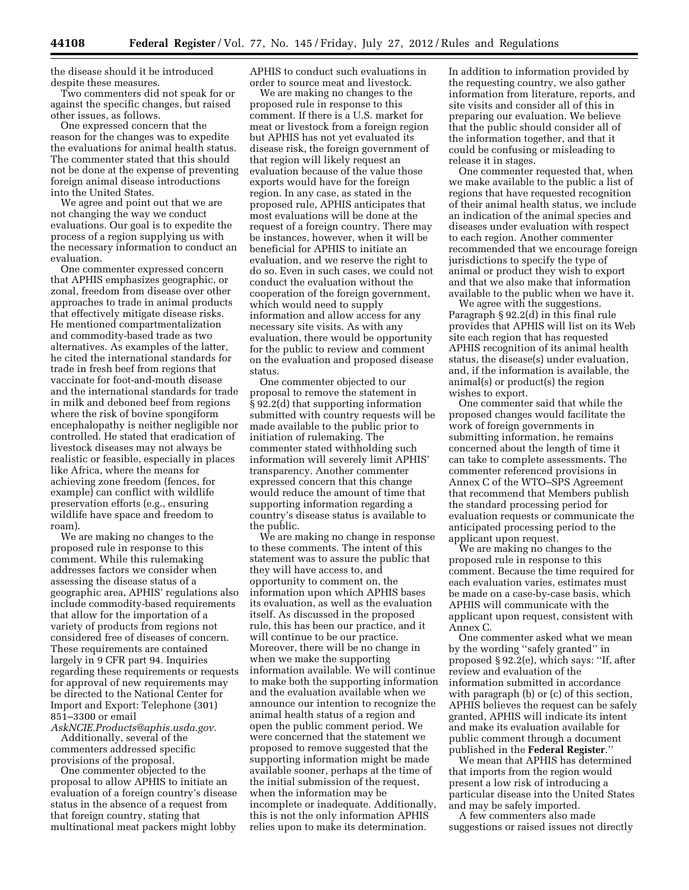the disease should it be introduced despite these measures.

Two commenters did not speak for or against the specific changes, but raised other issues, as follows.

One expressed concern that the reason for the changes was to expedite the evaluations for animal health status. The commenter stated that this should not be done at the expense of preventing foreign animal disease introductions into the United States.

We agree and point out that we are not changing the way we conduct evaluations. Our goal is to expedite the process of a region supplying us with the necessary information to conduct an evaluation.

One commenter expressed concern that APHIS emphasizes geographic, or zonal, freedom from disease over other approaches to trade in animal products that effectively mitigate disease risks. He mentioned compartmentalization and commodity-based trade as two alternatives. As examples of the latter, he cited the international standards for trade in fresh beef from regions that vaccinate for foot-and-mouth disease and the international standards for trade in milk and deboned beef from regions where the risk of bovine spongiform encephalopathy is neither negligible nor controlled. He stated that eradication of livestock diseases may not always be realistic or feasible, especially in places like Africa, where the means for achieving zone freedom (fences, for example) can conflict with wildlife preservation efforts (e.g., ensuring wildlife have space and freedom to roam).

We are making no changes to the proposed rule in response to this comment. While this rulemaking addresses factors we consider when assessing the disease status of a geographic area, APHIS' regulations also include commodity-based requirements that allow for the importation of a variety of products from regions not considered free of diseases of concern. These requirements are contained largely in 9 CFR part 94. Inquiries regarding these requirements or requests for approval of new requirements may be directed to the National Center for Import and Export: Telephone (301) 851–3300 or email *AskNCIE.Products@aphis.usda.gov.*

Additionally, several of the commenters addressed specific provisions of the proposal.

One commenter objected to the proposal to allow APHIS to initiate an evaluation of a foreign country's disease status in the absence of a request from that foreign country, stating that multinational meat packers might lobby APHIS to conduct such evaluations in order to source meat and livestock.

We are making no changes to the proposed rule in response to this comment. If there is a U.S. market for meat or livestock from a foreign region but APHIS has not yet evaluated its disease risk, the foreign government of that region will likely request an evaluation because of the value those exports would have for the foreign region. In any case, as stated in the proposed rule, APHIS anticipates that most evaluations will be done at the request of a foreign country. There may be instances, however, when it will be beneficial for APHIS to initiate an evaluation, and we reserve the right to do so. Even in such cases, we could not conduct the evaluation without the cooperation of the foreign government, which would need to supply information and allow access for any necessary site visits. As with any evaluation, there would be opportunity for the public to review and comment on the evaluation and proposed disease status.

One commenter objected to our proposal to remove the statement in § 92.2(d) that supporting information submitted with country requests will be made available to the public prior to initiation of rulemaking. The commenter stated withholding such information will severely limit APHIS' transparency. Another commenter expressed concern that this change would reduce the amount of time that supporting information regarding a country's disease status is available to the public.

We are making no change in response to these comments. The intent of this statement was to assure the public that they will have access to, and opportunity to comment on, the information upon which APHIS bases its evaluation, as well as the evaluation itself. As discussed in the proposed rule, this has been our practice, and it will continue to be our practice. Moreover, there will be no change in when we make the supporting information available. We will continue to make both the supporting information and the evaluation available when we announce our intention to recognize the animal health status of a region and open the public comment period. We were concerned that the statement we proposed to remove suggested that the supporting information might be made available sooner, perhaps at the time of the initial submission of the request, when the information may be incomplete or inadequate. Additionally, this is not the only information APHIS relies upon to make its determination. In addition to information provided by the requesting country, we also gather information from literature, reports, and site visits and consider all of this in preparing our evaluation. We believe that the public should consider all of the information together, and that it could be confusing or misleading to release it in stages.

One commenter requested that, when we make available to the public a list of regions that have requested recognition of their animal health status, we include an indication of the animal species and diseases under evaluation with respect to each region. Another commenter recommended that we encourage foreign jurisdictions to specify the type of animal or product they wish to export and that we also make that information available to the public when we have it.

We agree with the suggestions. Paragraph § 92.2(d) in this final rule provides that APHIS will list on its Web site each region that has requested APHIS recognition of its animal health status, the disease(s) under evaluation, and, if the information is available, the animal(s) or product(s) the region wishes to export.

One commenter said that while the proposed changes would facilitate the work of foreign governments in submitting information, he remains concerned about the length of time it can take to complete assessments. The commenter referenced provisions in Annex C of the WTO–SPS Agreement that recommend that Members publish the standard processing period for evaluation requests or communicate the anticipated processing period to the applicant upon request.

We are making no changes to the proposed rule in response to this comment. Because the time required for each evaluation varies, estimates must be made on a case-by-case basis, which APHIS will communicate with the applicant upon request, consistent with Annex C.

One commenter asked what we mean by the wording ''safely granted'' in proposed § 92.2(e), which says: ''If, after review and evaluation of the information submitted in accordance with paragraph (b) or (c) of this section, APHIS believes the request can be safely granted, APHIS will indicate its intent and make its evaluation available for public comment through a document published in the **Federal Register**.''

We mean that APHIS has determined that imports from the region would present a low risk of introducing a particular disease into the United States and may be safely imported.

A few commenters also made suggestions or raised issues not directly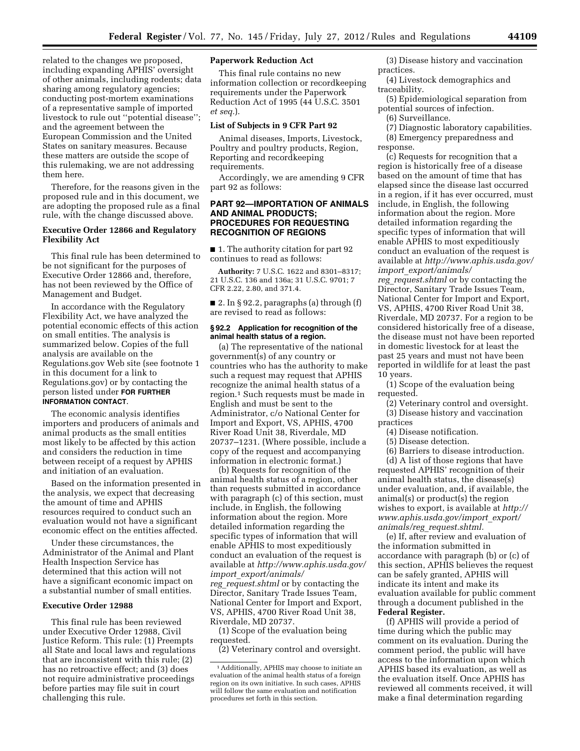related to the changes we proposed, including expanding APHIS' oversight of other animals, including rodents; data sharing among regulatory agencies; conducting post-mortem examinations of a representative sample of imported livestock to rule out ''potential disease''; and the agreement between the European Commission and the United States on sanitary measures. Because these matters are outside the scope of this rulemaking, we are not addressing them here.

Therefore, for the reasons given in the proposed rule and in this document, we are adopting the proposed rule as a final rule, with the change discussed above.

**Executive Order 12866 and Regulatory Flexibility Act**

This final rule has been determined to be not significant for the purposes of Executive Order 12866 and, therefore, has not been reviewed by the Office of Management and Budget.

In accordance with the Regulatory Flexibility Act, we have analyzed the potential economic effects of this action on small entities. The analysis is summarized below. Copies of the full analysis are available on the Regulations.gov Web site (see footnote 1 in this document for a link to Regulations.gov) or by contacting the person listed under **FOR FURTHER INFORMATION CONTACT**.

The economic analysis identifies importers and producers of animals and animal products as the small entities most likely to be affected by this action and considers the reduction in time between receipt of a request by APHIS and initiation of an evaluation.

Based on the information presented in the analysis, we expect that decreasing the amount of time and APHIS resources required to conduct such an evaluation would not have a significant economic effect on the entities affected.

Under these circumstances, the Administrator of the Animal and Plant Health Inspection Service has determined that this action will not have a significant economic impact on a substantial number of small entities.

**Executive Order 12988**

This final rule has been reviewed under Executive Order 12988, Civil Justice Reform. This rule: (1) Preempts all State and local laws and regulations that are inconsistent with this rule; (2) has no retroactive effect; and (3) does not require administrative proceedings before parties may file suit in court challenging this rule.

**Paperwork Reduction Act**

This final rule contains no new information collection or recordkeeping requirements under the Paperwork Reduction Act of 1995 (44 U.S.C. 3501 *et seq.*).

**List of Subjects in 9 CFR Part 92**

Animal diseases, Imports, Livestock, Poultry and poultry products, Region, Reporting and recordkeeping requirements.

Accordingly, we are amending 9 CFR part 92 as follows:

## PART 92—IMPORTATION OF ANIMALS AND ANIMAL PRODUCTS; PROCEDURES FOR REQUESTING RECOGNITION OF REGIONS

■ 1. The authority citation for part 92 continues to read as follows:

**Authority:** 7 U.S.C. 1622 and 8301–8317; 21 U.S.C. 136 and 136a; 31 U.S.C. 9701; 7 CFR 2.22, 2.80, and 371.4.

■ 2. In § 92.2, paragraphs (a) through (f) are revised to read as follows:

**§ 92.2 Application for recognition of the animal health status of a region.**

(a) The representative of the national government(s) of any country or countries who has the authority to make such a request may request that APHIS recognize the animal health status of a region.[1] Such requests must be made in English and must be sent to the Administrator, c/o National Center for Import and Export, VS, APHIS, 4700 River Road Unit 38, Riverdale, MD 20737–1231. (Where possible, include a copy of the request and accompanying information in electronic format.)

(b) Requests for recognition of the animal health status of a region, other than requests submitted in accordance with paragraph (c) of this section, must include, in English, the following information about the region. More detailed information regarding the specific types of information that will enable APHIS to most expeditiously conduct an evaluation of the request is available at *http://www.aphis.usda.gov/import_export/animals/reg_request.shtml* or by contacting the Director, Sanitary Trade Issues Team, National Center for Import and Export, VS, APHIS, 4700 River Road Unit 38, Riverdale, MD 20737.

(1) Scope of the evaluation being requested.

(2) Veterinary control and oversight.

(3) Disease history and vaccination practices.

(4) Livestock demographics and traceability.

(5) Epidemiological separation from potential sources of infection.

(6) Surveillance.

(7) Diagnostic laboratory capabilities.

(8) Emergency preparedness and response.

(c) Requests for recognition that a region is historically free of a disease based on the amount of time that has elapsed since the disease last occurred in a region, if it has ever occurred, must include, in English, the following information about the region. More detailed information regarding the specific types of information that will enable APHIS to most expeditiously conduct an evaluation of the request is available at *http://www.aphis.usda.gov/import_export/animals/reg_request.shtml* or by contacting the Director, Sanitary Trade Issues Team, National Center for Import and Export, VS, APHIS, 4700 River Road Unit 38, Riverdale, MD 20737. For a region to be considered historically free of a disease, the disease must not have been reported in domestic livestock for at least the past 25 years and must not have been reported in wildlife for at least the past 10 years.

(1) Scope of the evaluation being requested.

(2) Veterinary control and oversight.

(3) Disease history and vaccination practices

(4) Disease notification.

(5) Disease detection.

(6) Barriers to disease introduction.

(d) A list of those regions that have requested APHIS' recognition of their animal health status, the disease(s) under evaluation, and, if available, the animal(s) or product(s) the region wishes to export, is available at *http://www.aphis.usda.gov/import_export/animals/reg_request.shtml.*

(e) If, after review and evaluation of the information submitted in accordance with paragraph (b) or (c) of this section, APHIS believes the request can be safely granted, APHIS will indicate its intent and make its evaluation available for public comment through a document published in the **Federal Register.**

(f) APHIS will provide a period of time during which the public may comment on its evaluation. During the comment period, the public will have access to the information upon which APHIS based its evaluation, as well as the evaluation itself. Once APHIS has reviewed all comments received, it will make a final determination regarding

---

[1] Additionally, APHIS may choose to initiate an evaluation of the animal health status of a foreign region on its own initiative. In such cases, APHIS will follow the same evaluation and notification procedures set forth in this section.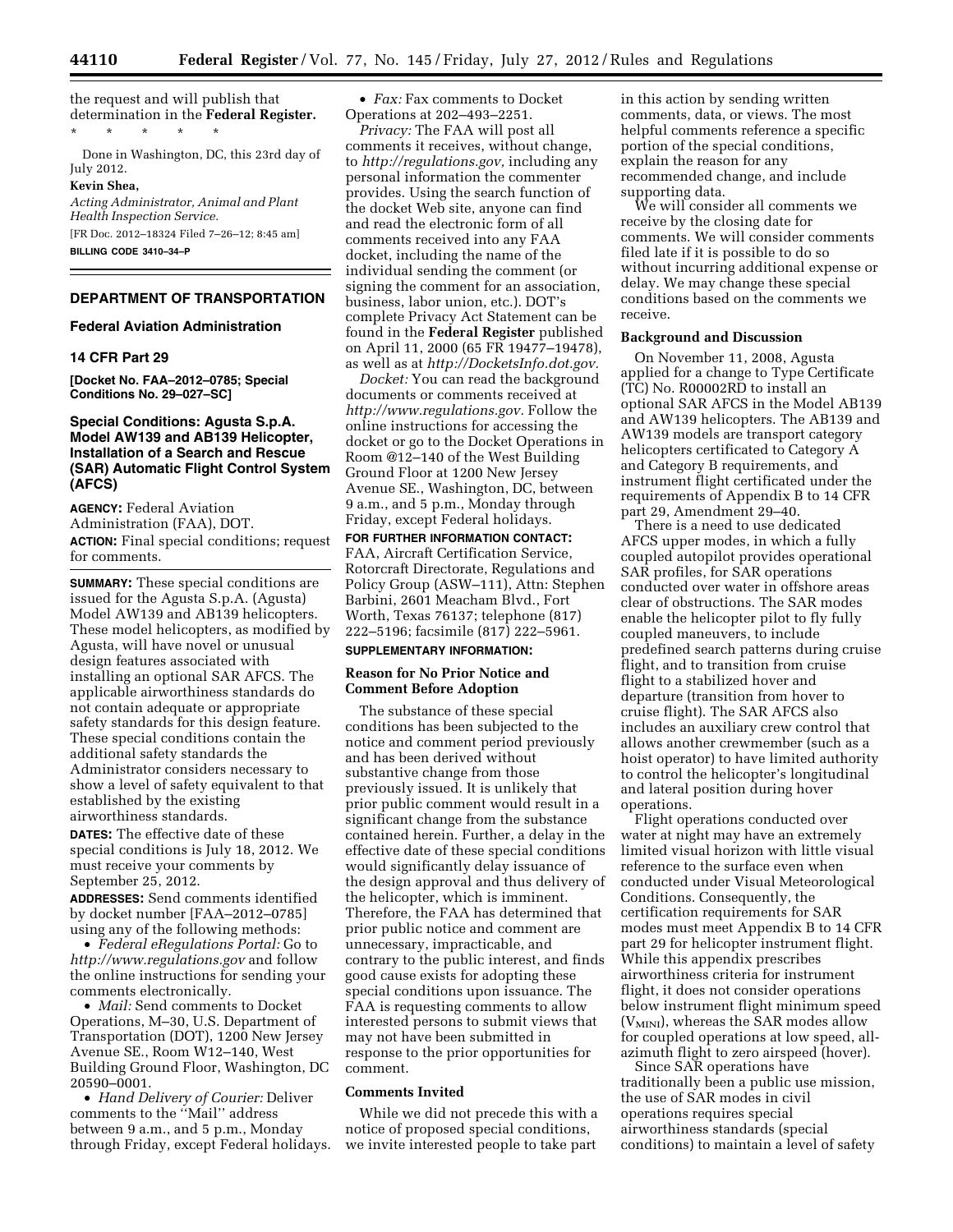the request and will publish that determination in the **Federal Register.**

\* \* \* \* \*

Done in Washington, DC, this 23rd day of July 2012.

**Kevin Shea,**

*Acting Administrator, Animal and Plant Health Inspection Service.*

[FR Doc. 2012–18324 Filed 7–26–12; 8:45 am]

**BILLING CODE 3410–34–P**

## DEPARTMENT OF TRANSPORTATION

### Federal Aviation Administration

### 14 CFR Part 29

**[Docket No. FAA–2012–0785; Special Conditions No. 29–027–SC]**

### Special Conditions: Agusta S.p.A. Model AW139 and AB139 Helicopter, Installation of a Search and Rescue (SAR) Automatic Flight Control System (AFCS)

**AGENCY:** Federal Aviation Administration (FAA), DOT.

**ACTION:** Final special conditions; request for comments.

**SUMMARY:** These special conditions are issued for the Agusta S.p.A. (Agusta) Model AW139 and AB139 helicopters. These model helicopters, as modified by Agusta, will have novel or unusual design features associated with installing an optional SAR AFCS. The applicable airworthiness standards do not contain adequate or appropriate safety standards for this design feature. These special conditions contain the additional safety standards the Administrator considers necessary to show a level of safety equivalent to that established by the existing airworthiness standards.

**DATES:** The effective date of these special conditions is July 18, 2012. We must receive your comments by September 25, 2012.

**ADDRESSES:** Send comments identified by docket number [FAA–2012–0785] using any of the following methods:

- *Federal eRegulations Portal:* Go to *http://www.regulations.gov* and follow the online instructions for sending your comments electronically.
- *Mail:* Send comments to Docket Operations, M–30, U.S. Department of Transportation (DOT), 1200 New Jersey Avenue SE., Room W12–140, West Building Ground Floor, Washington, DC 20590–0001.
- *Hand Delivery of Courier:* Deliver comments to the ''Mail'' address between 9 a.m., and 5 p.m., Monday through Friday, except Federal holidays.
- *Fax:* Fax comments to Docket Operations at 202–493–2251.

*Privacy:* The FAA will post all comments it receives, without change, to *http://regulations.gov,* including any personal information the commenter provides. Using the search function of the docket Web site, anyone can find and read the electronic form of all comments received into any FAA docket, including the name of the individual sending the comment (or signing the comment for an association, business, labor union, etc.). DOT's complete Privacy Act Statement can be found in the **Federal Register** published on April 11, 2000 (65 FR 19477–19478), as well as at *http://DocketsInfo.dot.gov.*

*Docket:* You can read the background documents or comments received at *http://www.regulations.gov.* Follow the online instructions for accessing the docket or go to the Docket Operations in Room @12–140 of the West Building Ground Floor at 1200 New Jersey Avenue SE., Washington, DC, between 9 a.m., and 5 p.m., Monday through Friday, except Federal holidays.

**FOR FURTHER INFORMATION CONTACT:** FAA, Aircraft Certification Service, Rotorcraft Directorate, Regulations and Policy Group (ASW–111), Attn: Stephen Barbini, 2601 Meacham Blvd., Fort Worth, Texas 76137; telephone (817) 222–5196; facsimile (817) 222–5961.

**SUPPLEMENTARY INFORMATION:**

### Reason for No Prior Notice and Comment Before Adoption

The substance of these special conditions has been subjected to the notice and comment period previously and has been derived without substantive change from those previously issued. It is unlikely that prior public comment would result in a significant change from the substance contained herein. Further, a delay in the effective date of these special conditions would significantly delay issuance of the design approval and thus delivery of the helicopter, which is imminent. Therefore, the FAA has determined that prior public notice and comment are unnecessary, impracticable, and contrary to the public interest, and finds good cause exists for adopting these special conditions upon issuance. The FAA is requesting comments to allow interested persons to submit views that may not have been submitted in response to the prior opportunities for comment.

### Comments Invited

While we did not precede this with a notice of proposed special conditions, we invite interested people to take part in this action by sending written comments, data, or views. The most helpful comments reference a specific portion of the special conditions, explain the reason for any recommended change, and include supporting data.

We will consider all comments we receive by the closing date for comments. We will consider comments filed late if it is possible to do so without incurring additional expense or delay. We may change these special conditions based on the comments we receive.

### Background and Discussion

On November 11, 2008, Agusta applied for a change to Type Certificate (TC) No. R00002RD to install an optional SAR AFCS in the Model AB139 and AW139 helicopters. The AB139 and AW139 models are transport category helicopters certificated to Category A and Category B requirements, and instrument flight certificated under the requirements of Appendix B to 14 CFR part 29, Amendment 29–40.

There is a need to use dedicated AFCS upper modes, in which a fully coupled autopilot provides operational SAR profiles, for SAR operations conducted over water in offshore areas clear of obstructions. The SAR modes enable the helicopter pilot to fly fully coupled maneuvers, to include predefined search patterns during cruise flight, and to transition from cruise flight to a stabilized hover and departure (transition from hover to cruise flight). The SAR AFCS also includes an auxiliary crew control that allows another crewmember (such as a hoist operator) to have limited authority to control the helicopter's longitudinal and lateral position during hover operations.

Flight operations conducted over water at night may have an extremely limited visual horizon with little visual reference to the surface even when conducted under Visual Meteorological Conditions. Consequently, the certification requirements for SAR modes must meet Appendix B to 14 CFR part 29 for helicopter instrument flight. While this appendix prescribes airworthiness criteria for instrument flight, it does not consider operations below instrument flight minimum speed ($V_{MINI}$), whereas the SAR modes allow for coupled operations at low speed, all-azimuth flight to zero airspeed (hover).

Since SAR operations have traditionally been a public use mission, the use of SAR modes in civil operations requires special airworthiness standards (special conditions) to maintain a level of safety